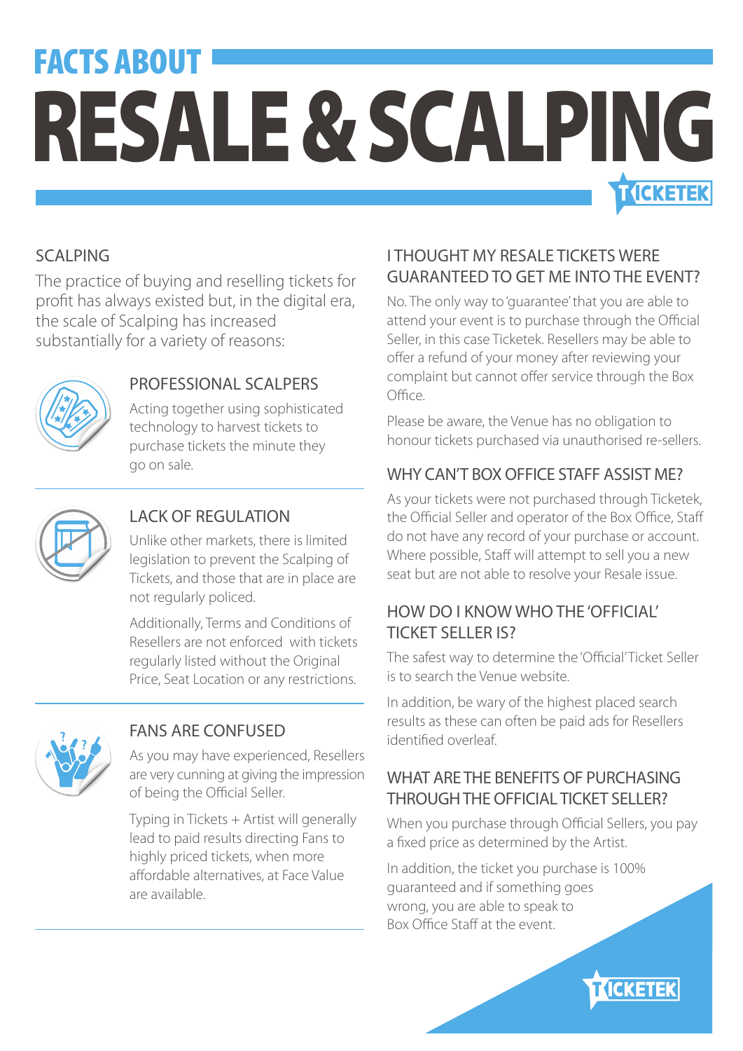# FACTS ABOUT RESALE & SCALPING

## SCALPING

The practice of buying and reselling tickets for profit has always existed but, in the digital era, the scale of Scalping has increased substantially for a variety of reasons:

### PROFESSIONAL SCALPERS

Acting together using sophisticated technology to harvest tickets to purchase tickets the minute they go on sale.

### LACK OF REGULATION

Unlike other markets, there is limited legislation to prevent the Scalping of Tickets, and those that are in place are not regularly policed.

Additionally, Terms and Conditions of Resellers are not enforced with tickets regularly listed without the Original Price, Seat Location or any restrictions.

### FANS ARE CONFUSED

As you may have experienced, Resellers are very cunning at giving the impression of being the Official Seller.

Typing in Tickets + Artist will generally lead to paid results directing Fans to highly priced tickets, when more affordable alternatives, at Face Value are available.

## I THOUGHT MY RESALE TICKETS WERE GUARANTEED TO GET ME INTO THE EVENT?

No. The only way to 'guarantee' that you are able to attend your event is to purchase through the Official Seller, in this case Ticketek. Resellers may be able to offer a refund of your money after reviewing your complaint but cannot offer service through the Box Office.

Please be aware, the Venue has no obligation to honour tickets purchased via unauthorised re-sellers.

## WHY CAN'T BOX OFFICE STAFF ASSIST ME?

As your tickets were not purchased through Ticketek, the Official Seller and operator of the Box Office, Staff do not have any record of your purchase or account. Where possible, Staff will attempt to sell you a new seat but are not able to resolve your Resale issue.

## HOW DO I KNOW WHO THE 'OFFICIAL' TICKET SELLER IS?

The safest way to determine the 'Official' Ticket Seller is to search the Venue website.

In addition, be wary of the highest placed search results as these can often be paid ads for Resellers identified overleaf.

## WHAT ARE THE BENEFITS OF PURCHASING THROUGH THE OFFICIAL TICKET SELLER?

When you purchase through Official Sellers, you pay a fixed price as determined by the Artist.

In addition, the ticket you purchase is 100% guaranteed and if something goes wrong, you are able to speak to Box Office Staff at the event.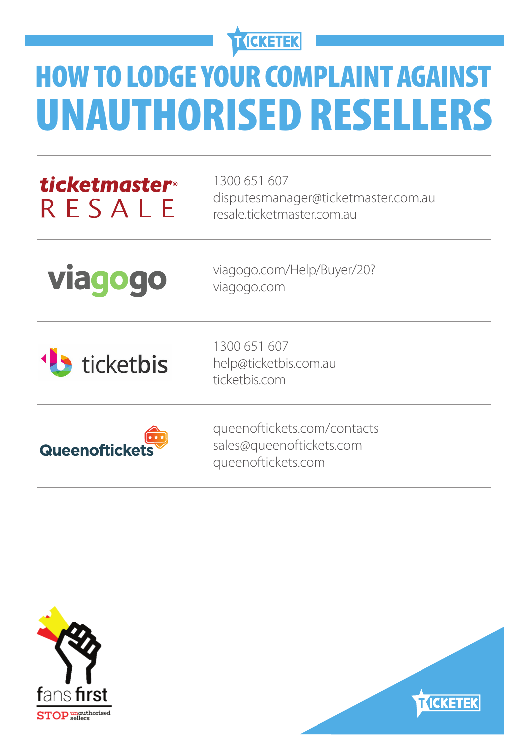# HOW TO LODGE YOUR COMPLAINT AGAINST UNAUTHORISED RESELLERS

**ticketmaster RESALE**

1300 651 607
disputesmanager@ticketmaster.com.au
resale.ticketmaster.com.au

**viagogo**

viagogo.com/Help/Buyer/20?
viagogo.com

**ticketbis**

1300 651 607
help@ticketbis.com.au
ticketbis.com

**Queenoftickets**

queenoftickets.com/contacts
sales@queenoftickets.com
queenoftickets.com

fans first
STOP unauthorised sellers

TICKETEK